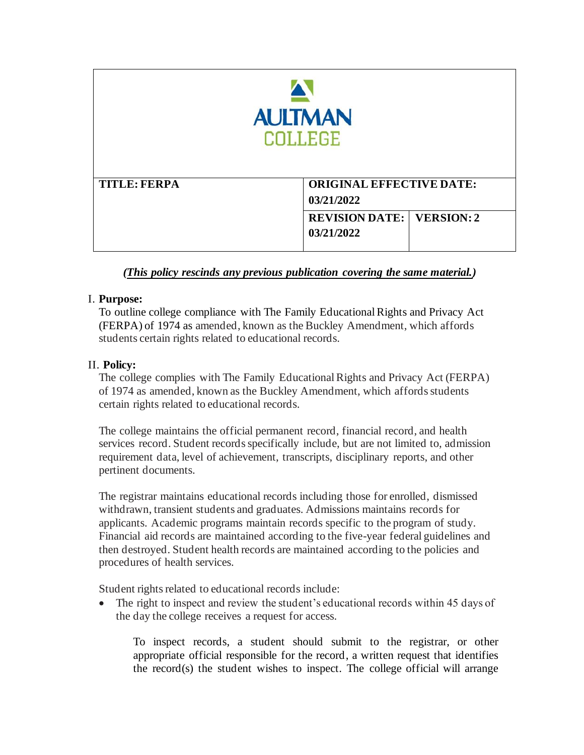**AULTMAN COLLEGE**

| **TITLE: FERPA** | **ORIGINAL EFFECTIVE DATE: 03/21/2022** | |
|---|---|---|
| | **REVISION DATE: 03/21/2022** | **VERSION: 2** |

***(This policy rescinds any previous publication covering the same material.)***

I. **Purpose:**

To outline college compliance with The Family Educational Rights and Privacy Act (FERPA) of 1974 as amended, known as the Buckley Amendment, which affords students certain rights related to educational records.

II. **Policy:**

The college complies with The Family Educational Rights and Privacy Act (FERPA) of 1974 as amended, known as the Buckley Amendment, which affords students certain rights related to educational records.

The college maintains the official permanent record, financial record, and health services record. Student records specifically include, but are not limited to, admission requirement data, level of achievement, transcripts, disciplinary reports, and other pertinent documents.

The registrar maintains educational records including those for enrolled, dismissed withdrawn, transient students and graduates. Admissions maintains records for applicants. Academic programs maintain records specific to the program of study. Financial aid records are maintained according to the five-year federal guidelines and then destroyed. Student health records are maintained according to the policies and procedures of health services.

Student rights related to educational records include:

- The right to inspect and review the student's educational records within 45 days of the day the college receives a request for access.

  To inspect records, a student should submit to the registrar, or other appropriate official responsible for the record, a written request that identifies the record(s) the student wishes to inspect. The college official will arrange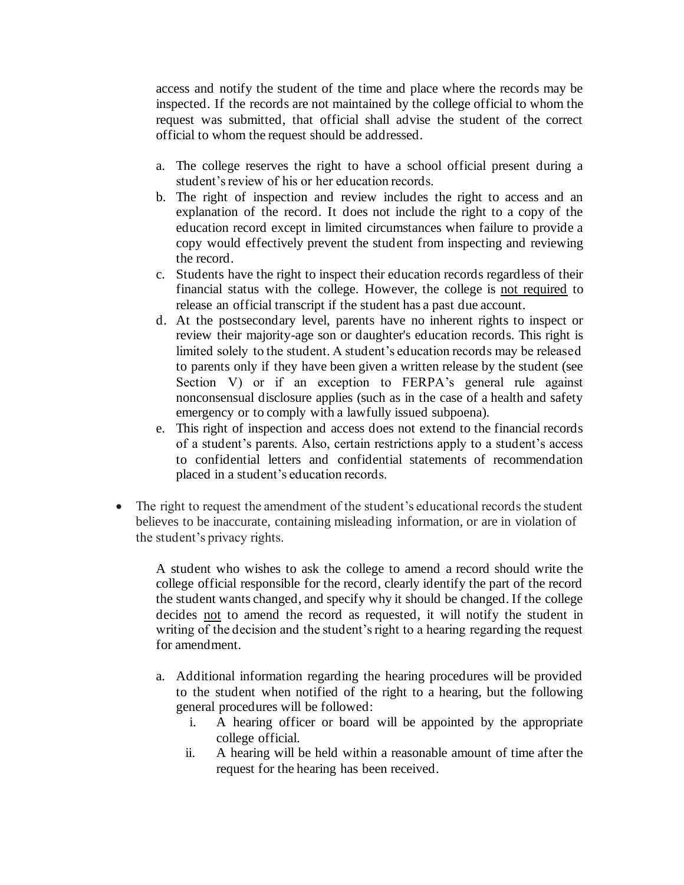access and notify the student of the time and place where the records may be inspected. If the records are not maintained by the college official to whom the request was submitted, that official shall advise the student of the correct official to whom the request should be addressed.

a. The college reserves the right to have a school official present during a student's review of his or her education records.
b. The right of inspection and review includes the right to access and an explanation of the record. It does not include the right to a copy of the education record except in limited circumstances when failure to provide a copy would effectively prevent the student from inspecting and reviewing the record.
c. Students have the right to inspect their education records regardless of their financial status with the college. However, the college is <u>not required</u> to release an official transcript if the student has a past due account.
d. At the postsecondary level, parents have no inherent rights to inspect or review their majority-age son or daughter's education records. This right is limited solely to the student. A student's education records may be released to parents only if they have been given a written release by the student (see Section V) or if an exception to FERPA's general rule against nonconsensual disclosure applies (such as in the case of a health and safety emergency or to comply with a lawfully issued subpoena).
e. This right of inspection and access does not extend to the financial records of a student's parents. Also, certain restrictions apply to a student's access to confidential letters and confidential statements of recommendation placed in a student's education records.

- The right to request the amendment of the student's educational records the student believes to be inaccurate, containing misleading information, or are in violation of the student's privacy rights.

  A student who wishes to ask the college to amend a record should write the college official responsible for the record, clearly identify the part of the record the student wants changed, and specify why it should be changed. If the college decides <u>not</u> to amend the record as requested, it will notify the student in writing of the decision and the student's right to a hearing regarding the request for amendment.

  a. Additional information regarding the hearing procedures will be provided to the student when notified of the right to a hearing, but the following general procedures will be followed:
     i. A hearing officer or board will be appointed by the appropriate college official.
     ii. A hearing will be held within a reasonable amount of time after the request for the hearing has been received.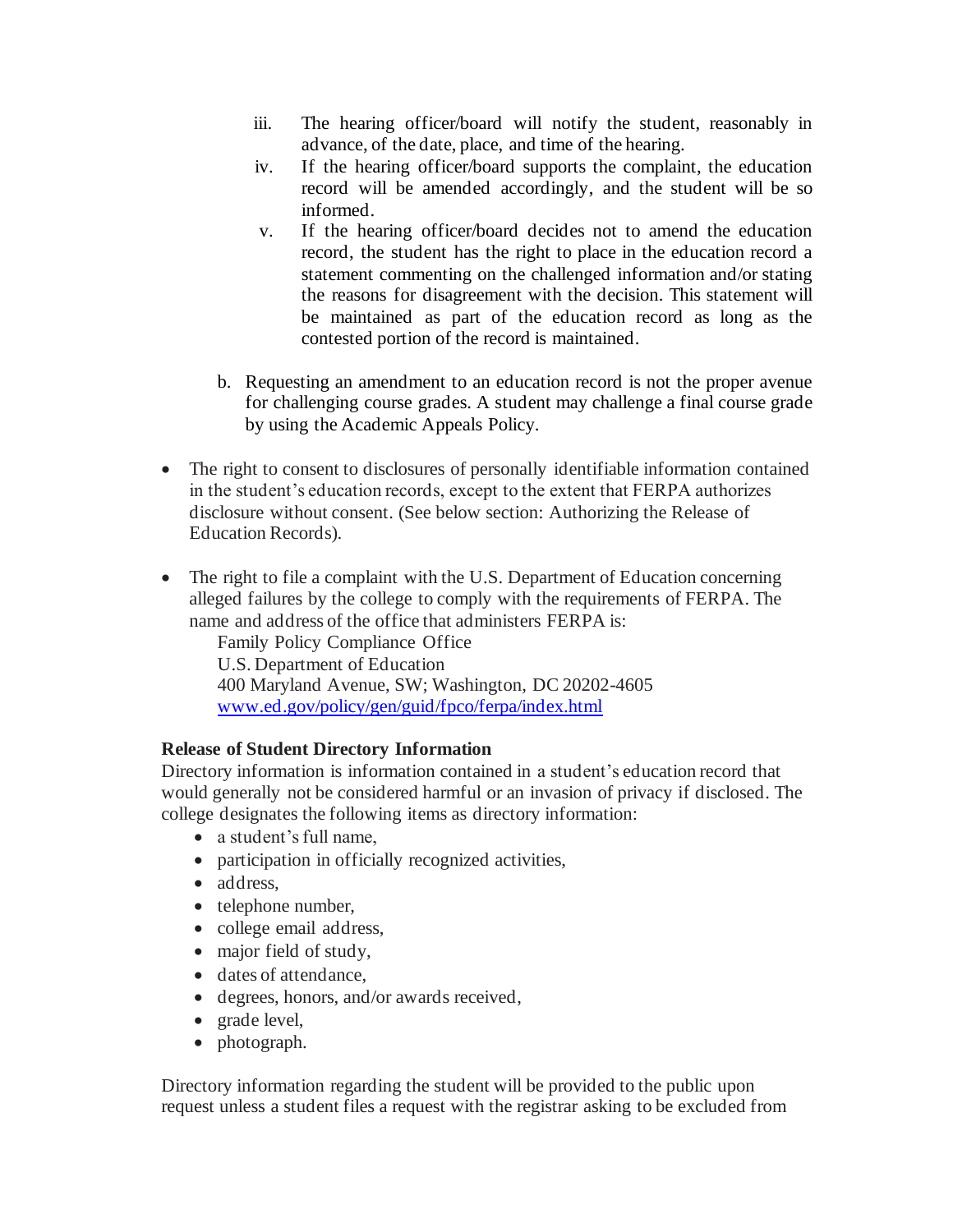iii. The hearing officer/board will notify the student, reasonably in advance, of the date, place, and time of the hearing.
   iv. If the hearing officer/board supports the complaint, the education record will be amended accordingly, and the student will be so informed.
   v. If the hearing officer/board decides not to amend the education record, the student has the right to place in the education record a statement commenting on the challenged information and/or stating the reasons for disagreement with the decision. This statement will be maintained as part of the education record as long as the contested portion of the record is maintained.

  b. Requesting an amendment to an education record is not the proper avenue for challenging course grades. A student may challenge a final course grade by using the Academic Appeals Policy.

- The right to consent to disclosures of personally identifiable information contained in the student's education records, except to the extent that FERPA authorizes disclosure without consent. (See below section: Authorizing the Release of Education Records).

- The right to file a complaint with the U.S. Department of Education concerning alleged failures by the college to comply with the requirements of FERPA. The name and address of the office that administers FERPA is:

  Family Policy Compliance Office
  U.S. Department of Education
  400 Maryland Avenue, SW; Washington, DC 20202-4605
  [www.ed.gov/policy/gen/guid/fpco/ferpa/index.html](www.ed.gov/policy/gen/guid/fpco/ferpa/index.html)

**Release of Student Directory Information**

Directory information is information contained in a student's education record that would generally not be considered harmful or an invasion of privacy if disclosed. The college designates the following items as directory information:

- a student's full name,
- participation in officially recognized activities,
- address,
- telephone number,
- college email address,
- major field of study,
- dates of attendance,
- degrees, honors, and/or awards received,
- grade level,
- photograph.

Directory information regarding the student will be provided to the public upon request unless a student files a request with the registrar asking to be excluded from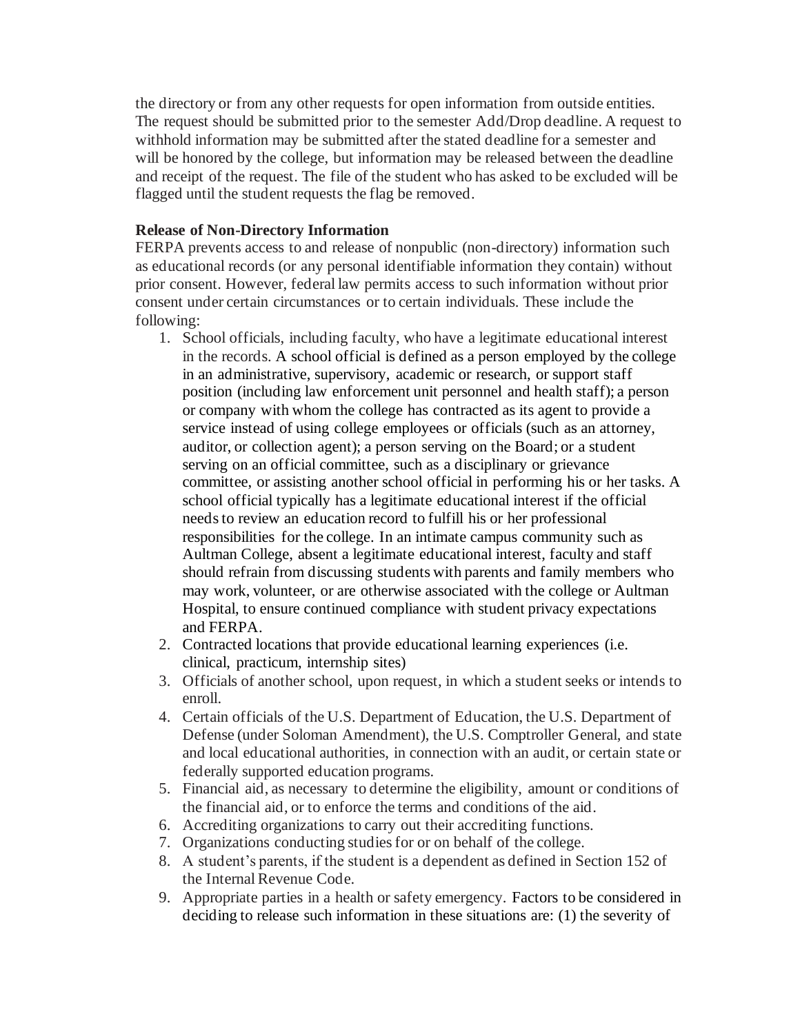the directory or from any other requests for open information from outside entities. The request should be submitted prior to the semester Add/Drop deadline. A request to withhold information may be submitted after the stated deadline for a semester and will be honored by the college, but information may be released between the deadline and receipt of the request. The file of the student who has asked to be excluded will be flagged until the student requests the flag be removed.

**Release of Non-Directory Information**

FERPA prevents access to and release of nonpublic (non-directory) information such as educational records (or any personal identifiable information they contain) without prior consent. However, federal law permits access to such information without prior consent under certain circumstances or to certain individuals. These include the following:

1. School officials, including faculty, who have a legitimate educational interest in the records. A school official is defined as a person employed by the college in an administrative, supervisory, academic or research, or support staff position (including law enforcement unit personnel and health staff); a person or company with whom the college has contracted as its agent to provide a service instead of using college employees or officials (such as an attorney, auditor, or collection agent); a person serving on the Board; or a student serving on an official committee, such as a disciplinary or grievance committee, or assisting another school official in performing his or her tasks. A school official typically has a legitimate educational interest if the official needs to review an education record to fulfill his or her professional responsibilities for the college. In an intimate campus community such as Aultman College, absent a legitimate educational interest, faculty and staff should refrain from discussing students with parents and family members who may work, volunteer, or are otherwise associated with the college or Aultman Hospital, to ensure continued compliance with student privacy expectations and FERPA.
2. Contracted locations that provide educational learning experiences (i.e. clinical, practicum, internship sites)
3. Officials of another school, upon request, in which a student seeks or intends to enroll.
4. Certain officials of the U.S. Department of Education, the U.S. Department of Defense (under Soloman Amendment), the U.S. Comptroller General, and state and local educational authorities, in connection with an audit, or certain state or federally supported education programs.
5. Financial aid, as necessary to determine the eligibility, amount or conditions of the financial aid, or to enforce the terms and conditions of the aid.
6. Accrediting organizations to carry out their accrediting functions.
7. Organizations conducting studies for or on behalf of the college.
8. A student's parents, if the student is a dependent as defined in Section 152 of the Internal Revenue Code.
9. Appropriate parties in a health or safety emergency. Factors to be considered in deciding to release such information in these situations are: (1) the severity of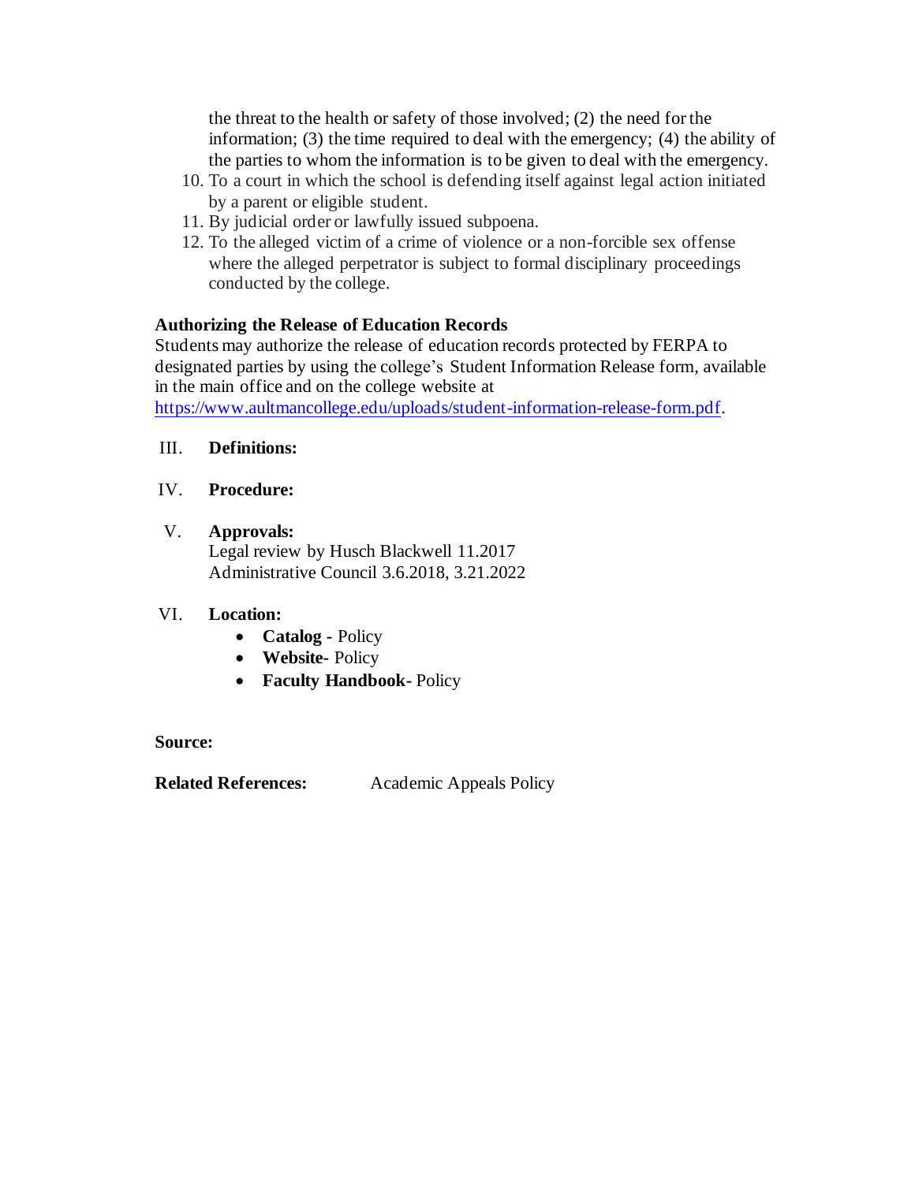the threat to the health or safety of those involved; (2) the need for the information; (3) the time required to deal with the emergency; (4) the ability of the parties to whom the information is to be given to deal with the emergency.

10. To a court in which the school is defending itself against legal action initiated by a parent or eligible student.
11. By judicial order or lawfully issued subpoena.
12. To the alleged victim of a crime of violence or a non-forcible sex offense where the alleged perpetrator is subject to formal disciplinary proceedings conducted by the college.

**Authorizing the Release of Education Records**

Students may authorize the release of education records protected by FERPA to designated parties by using the college's Student Information Release form, available in the main office and on the college website at https://www.aultmancollege.edu/uploads/student-information-release-form.pdf.

## III. Definitions:

## IV. Procedure:

## V. Approvals:

Legal review by Husch Blackwell 11.2017
Administrative Council 3.6.2018, 3.21.2022

## VI. Location:

- **Catalog -** Policy
- **Website-** Policy
- **Faculty Handbook-** Policy

**Source:**

**Related References:** Academic Appeals Policy